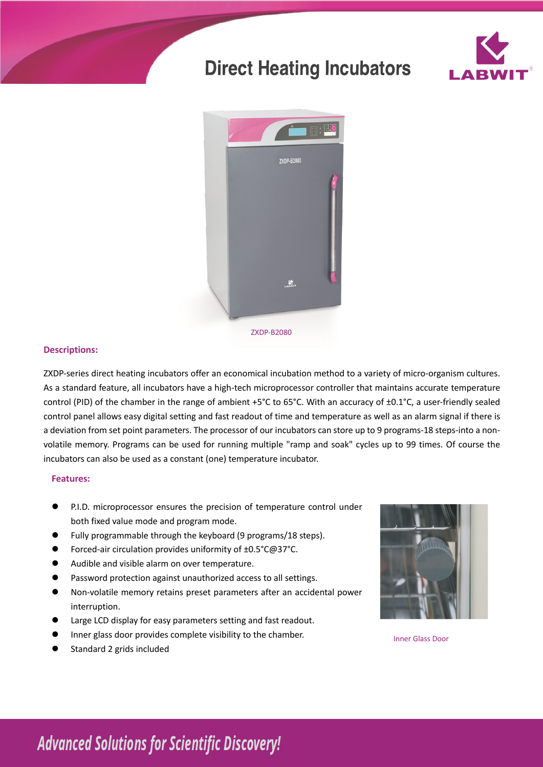# Direct Heating Incubators

ZXDP-B2080

**Descriptions:**

ZXDP-series direct heating incubators offer an economical incubation method to a variety of micro-organism cultures. As a standard feature, all incubators have a high-tech microprocessor controller that maintains accurate temperature control (PID) of the chamber in the range of ambient +5°C to 65°C. With an accuracy of ±0.1°C, a user-friendly sealed control panel allows easy digital setting and fast readout of time and temperature as well as an alarm signal if there is a deviation from set point parameters. The processor of our incubators can store up to 9 programs-18 steps-into a non-volatile memory. Programs can be used for running multiple "ramp and soak" cycles up to 99 times. Of course the incubators can also be used as a constant (one) temperature incubator.

**Features:**

- P.I.D. microprocessor ensures the precision of temperature control under both fixed value mode and program mode.
- Fully programmable through the keyboard (9 programs/18 steps).
- Forced-air circulation provides uniformity of ±0.5°C@37°C.
- Audible and visible alarm on over temperature.
- Password protection against unauthorized access to all settings.
- Non-volatile memory retains preset parameters after an accidental power interruption.
- Large LCD display for easy parameters setting and fast readout.
- Inner glass door provides complete visibility to the chamber.
- Standard 2 grids included

Inner Glass Door

*Advanced Solutions for Scientific Discovery!*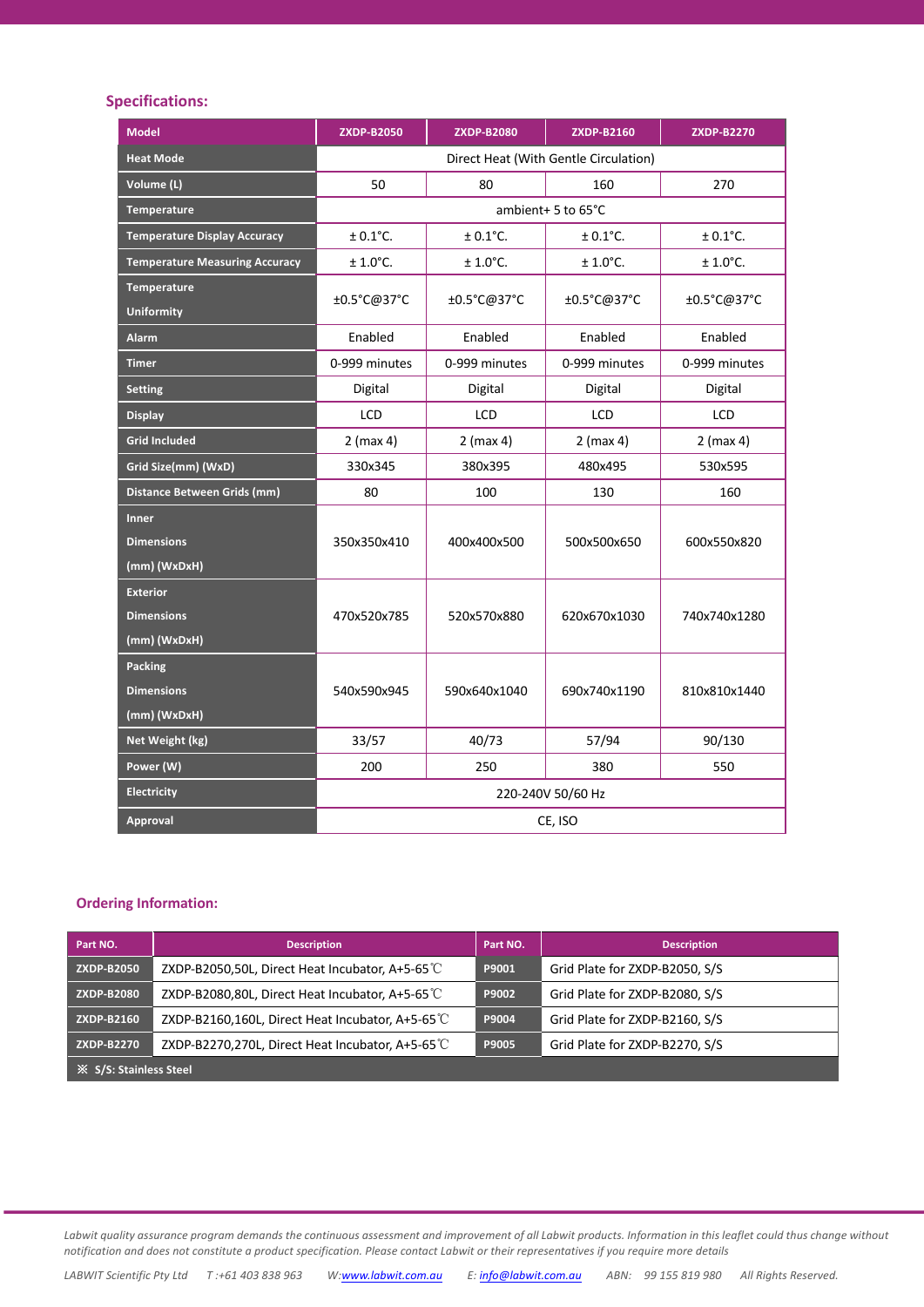## Specifications:

| Model | ZXDP-B2050 | ZXDP-B2080 | ZXDP-B2160 | ZXDP-B2270 |
|---|---|---|---|---|
| Heat Mode | Direct Heat (With Gentle Circulation) | | | |
| Volume (L) | 50 | 80 | 160 | 270 |
| Temperature | ambient+ 5 to 65°C | | | |
| Temperature Display Accuracy | ± 0.1°C. | ± 0.1°C. | ± 0.1°C. | ± 0.1°C. |
| Temperature Measuring Accuracy | ± 1.0°C. | ± 1.0°C. | ± 1.0°C. | ± 1.0°C. |
| Temperature Uniformity | ±0.5°C@37°C | ±0.5°C@37°C | ±0.5°C@37°C | ±0.5°C@37°C |
| Alarm | Enabled | Enabled | Enabled | Enabled |
| Timer | 0-999 minutes | 0-999 minutes | 0-999 minutes | 0-999 minutes |
| Setting | Digital | Digital | Digital | Digital |
| Display | LCD | LCD | LCD | LCD |
| Grid Included | 2 (max 4) | 2 (max 4) | 2 (max 4) | 2 (max 4) |
| Grid Size(mm) (WxD) | 330x345 | 380x395 | 480x495 | 530x595 |
| Distance Between Grids (mm) | 80 | 100 | 130 | 160 |
| Inner Dimensions (mm) (WxDxH) | 350x350x410 | 400x400x500 | 500x500x650 | 600x550x820 |
| Exterior Dimensions (mm) (WxDxH) | 470x520x785 | 520x570x880 | 620x670x1030 | 740x740x1280 |
| Packing Dimensions (mm) (WxDxH) | 540x590x945 | 590x640x1040 | 690x740x1190 | 810x810x1440 |
| Net Weight (kg) | 33/57 | 40/73 | 57/94 | 90/130 |
| Power (W) | 200 | 250 | 380 | 550 |
| Electricity | 220-240V 50/60 Hz | | | |
| Approval | CE, ISO | | | |

## Ordering Information:

| Part NO. | Description | Part NO. | Description |
|---|---|---|---|
| ZXDP-B2050 | ZXDP-B2050,50L, Direct Heat Incubator, A+5-65℃ | P9001 | Grid Plate for ZXDP-B2050, S/S |
| ZXDP-B2080 | ZXDP-B2080,80L, Direct Heat Incubator, A+5-65℃ | P9002 | Grid Plate for ZXDP-B2080, S/S |
| ZXDP-B2160 | ZXDP-B2160,160L, Direct Heat Incubator, A+5-65℃ | P9004 | Grid Plate for ZXDP-B2160, S/S |
| ZXDP-B2270 | ZXDP-B2270,270L, Direct Heat Incubator, A+5-65℃ | P9005 | Grid Plate for ZXDP-B2270, S/S |

※ S/S: Stainless Steel

*Labwit quality assurance program demands the continuous assessment and improvement of all Labwit products. Information in this leaflet could thus change without notification and does not constitute a product specification. Please contact Labwit or their representatives if you require more details*

*LABWIT Scientific Pty Ltd T :+61 403 838 963 W:www.labwit.com.au E: info@labwit.com.au ABN: 99 155 819 980 All Rights Reserved.*